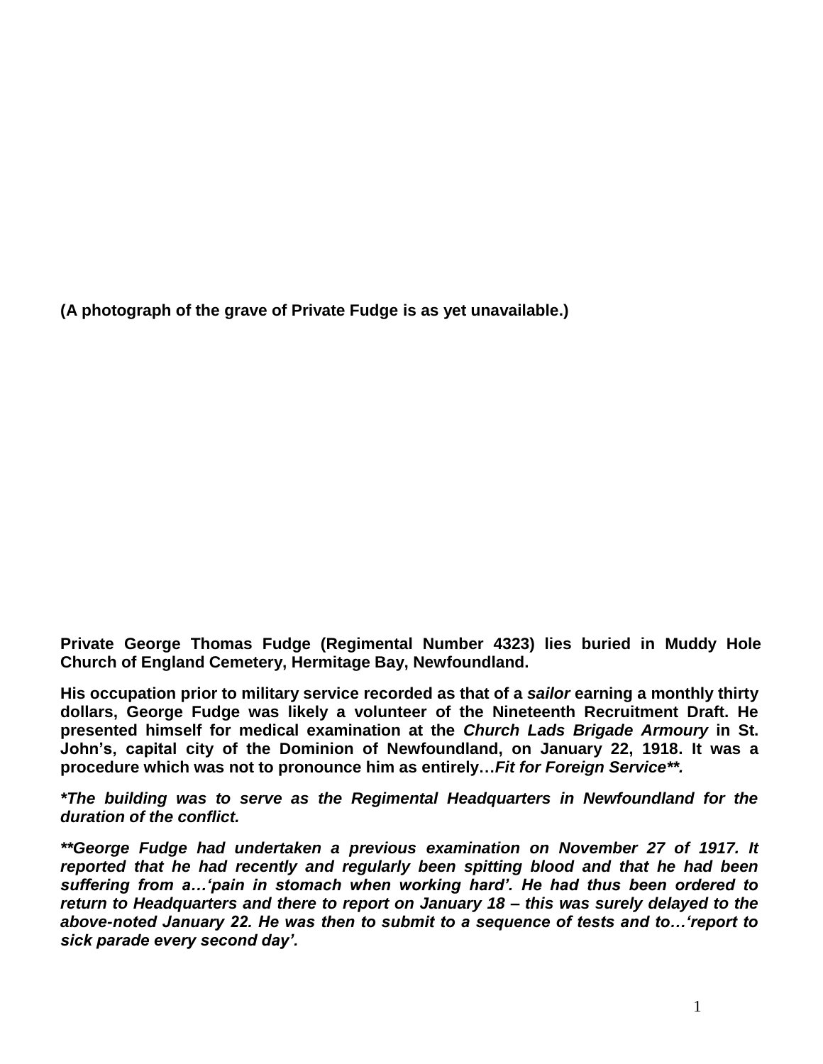**(A photograph of the grave of Private Fudge is as yet unavailable.)**

**Private George Thomas Fudge (Regimental Number 4323) lies buried in Muddy Hole Church of England Cemetery, Hermitage Bay, Newfoundland.**

**His occupation prior to military service recorded as that of a *sailor* earning a monthly thirty dollars, George Fudge was likely a volunteer of the Nineteenth Recruitment Draft. He presented himself for medical examination at the *Church Lads Brigade Armoury* in St. John's, capital city of the Dominion of Newfoundland, on January 22, 1918. It was a procedure which was not to pronounce him as entirely…*Fit for Foreign Service\*\*.***

***\*The building was to serve as the Regimental Headquarters in Newfoundland for the duration of the conflict.***

***\*\*George Fudge had undertaken a previous examination on November 27 of 1917. It reported that he had recently and regularly been spitting blood and that he had been suffering from a…'pain in stomach when working hard'. He had thus been ordered to return to Headquarters and there to report on January 18 – this was surely delayed to the above-noted January 22. He was then to submit to a sequence of tests and to…'report to sick parade every second day'.***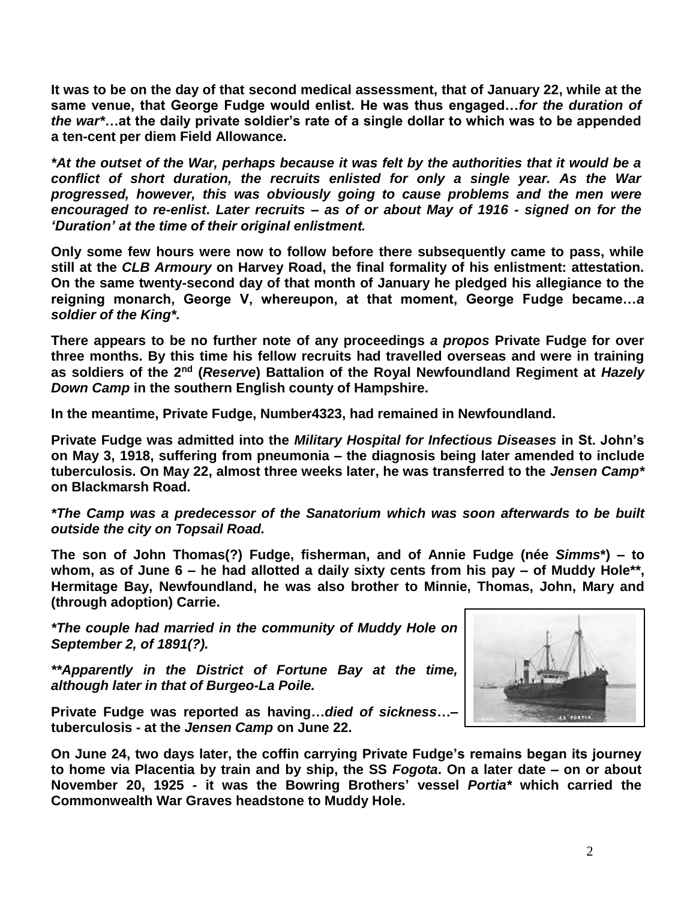**It was to be on the day of that second medical assessment, that of January 22, while at the same venue, that George Fudge would enlist. He was thus engaged…*for the duration of the war****…at the daily private soldier's rate of a single dollar to which was to be appended a ten-cent per diem Field Allowance.**

***\*At the outset of the War, perhaps because it was felt by the authorities that it would be a conflict of short duration, the recruits enlisted for only a single year. As the War progressed, however, this was obviously going to cause problems and the men were encouraged to re-enlist. Later recruits – as of or about May of 1916 - signed on for the 'Duration' at the time of their original enlistment.***

**Only some few hours were now to follow before there subsequently came to pass, while still at the *CLB Armoury* on Harvey Road, the final formality of his enlistment: attestation. On the same twenty-second day of that month of January he pledged his allegiance to the reigning monarch, George V, whereupon, at that moment, George Fudge became…*a soldier of the King\*.***

**There appears to be no further note of any proceedings *a propos* Private Fudge for over three months. By this time his fellow recruits had travelled overseas and were in training as soldiers of the 2nd (*Reserve*) Battalion of the Royal Newfoundland Regiment at *Hazely Down Camp* in the southern English county of Hampshire.**

**In the meantime, Private Fudge, Number4323, had remained in Newfoundland.**

**Private Fudge was admitted into the *Military Hospital for Infectious Diseases* in St. John's on May 3, 1918, suffering from pneumonia – the diagnosis being later amended to include tuberculosis. On May 22, almost three weeks later, he was transferred to the *Jensen Camp\** on Blackmarsh Road.**

***\*The Camp was a predecessor of the Sanatorium which was soon afterwards to be built outside the city on Topsail Road.***

**The son of John Thomas(?) Fudge, fisherman, and of Annie Fudge (née *Simms\**) – to whom, as of June 6 – he had allotted a daily sixty cents from his pay – of Muddy Hole\*\*, Hermitage Bay, Newfoundland, he was also brother to Minnie, Thomas, John, Mary and (through adoption) Carrie.**

***\*The couple had married in the community of Muddy Hole on September 2, of 1891(?).***

***\*\*Apparently in the District of Fortune Bay at the time, although later in that of Burgeo-La Poile.***

**Private Fudge was reported as having…*died of sickness*…– tuberculosis - at the *Jensen Camp* on June 22.**

**On June 24, two days later, the coffin carrying Private Fudge's remains began its journey to home via Placentia by train and by ship, the SS *Fogota*. On a later date – on or about November 20, 1925 - it was the Bowring Brothers' vessel *Portia\** which carried the Commonwealth War Graves headstone to Muddy Hole.**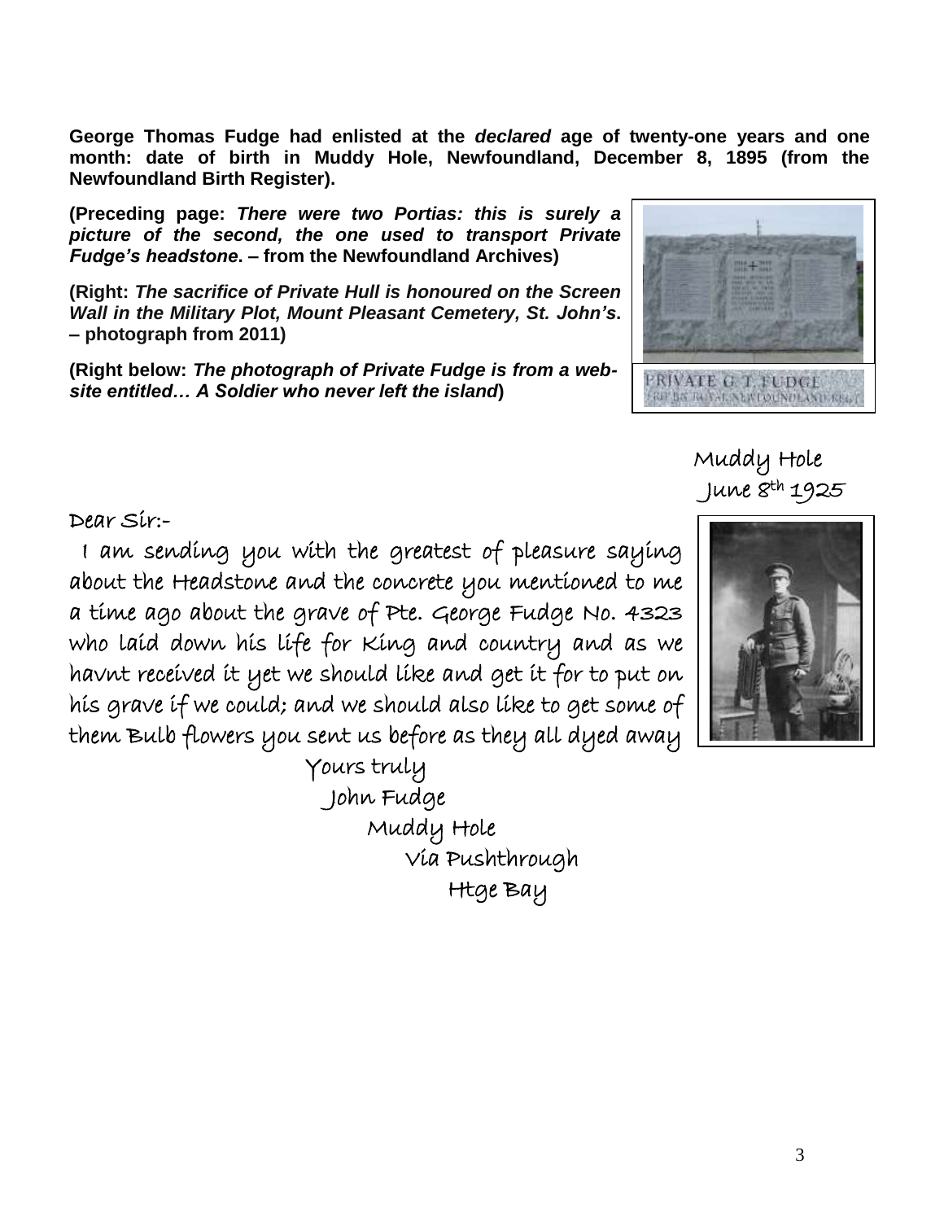**George Thomas Fudge had enlisted at the *declared* age of twenty-one years and one month: date of birth in Muddy Hole, Newfoundland, December 8, 1895 (from the Newfoundland Birth Register).**

**(Preceding page: *There were two Portias: this is surely a picture of the second, the one used to transport Private Fudge's headstone*. – from the Newfoundland Archives)**

**(Right: *The sacrifice of Private Hull is honoured on the Screen Wall in the Military Plot, Mount Pleasant Cemetery, St. John's*. – photograph from 2011)**

**(Right below: *The photograph of Private Fudge is from a web-site entitled… A Soldier who never left the island*)**

PRIVATE G. T. FUDGE
1ST BN ROYAL NEWFOUNDLAND REGT

Muddy Hole
June 8th 1925

Dear Sir:-

I am sending you with the greatest of pleasure saying about the Headstone and the concrete you mentioned to me a time ago about the grave of Pte. George Fudge No. 4323 who laid down his life for King and country and as we havnt received it yet we should like and get it for to put on his grave if we could; and we should also like to get some of them Bulb flowers you sent us before as they all dyed away

Yours truly
John Fudge
Muddy Hole
Via Pushthrough
Htge Bay